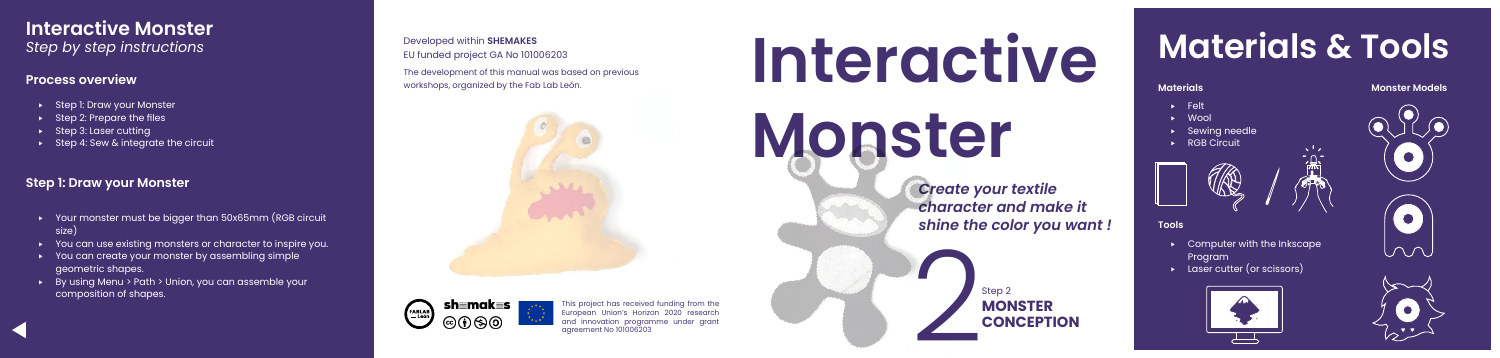# Interactive Monster

*Step by step instructions*

## Process overview

- Step 1: Draw your Monster
- Step 2: Prepare the files
- Step 3: Laser cutting
- Step 4: Sew & integrate the circuit

## Step 1: Draw your Monster

- Your monster must be bigger than 50x65mm (RGB circuit size)
- You can use existing monsters or character to inspire you.
- You can create your monster by assembling simple geometric shapes.
- By using Menu > Path > Union, you can assemble your composition of shapes.

Developed within **SHEMAKES**
EU funded project GA No 101006203

The development of this manual was based on previous workshops, organized by the Fab Lab León.

This project has received funding from the European Union's Horizon 2020 research and innovation programme under grant agreement No 101006203

# Interactive Monster

***Create your textile character and make it shine the color you want !***

2 Step 2
**MONSTER CONCEPTION**

# Materials & Tools

### Materials

- Felt
- Wool
- Sewing needle
- RGB Circuit

### Monster Models

### Tools

- Computer with the Inkscape Program
- Laser cutter (or scissors)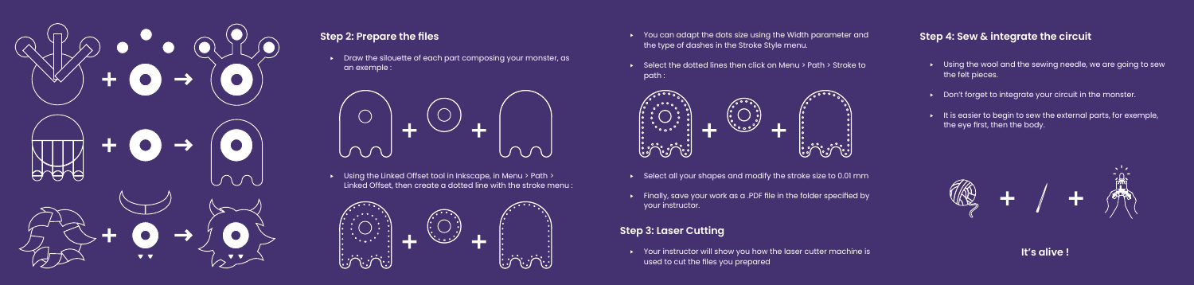## Step 2: Prepare the files

- Draw the silouette of each part composing your monster, as an exemple :

- Using the Linked Offset tool in Inkscape, in Menu > Path > Linked Offset, then create a dotted line with the stroke menu :

- You can adapt the dots size using the Width parameter and the type of dashes in the Stroke Style menu.

- Select the dotted lines then click on Menu > Path > Stroke to path :

- Select all your shapes and modify the stroke size to 0.01 mm

- Finally, save your work as a .PDF file in the folder specified by your instructor.

## Step 3: Laser Cutting

- Your instructor will show you how the laser cutter machine is used to cut the files you prepared

## Step 4: Sew & integrate the circuit

- Using the wool and the sewing needle, we are going to sew the felt pieces.

- Don't forget to integrate your circuit in the monster.

- It is easier to begin to sew the external parts, for exemple, the eye first, then the body.

**It's alive !**